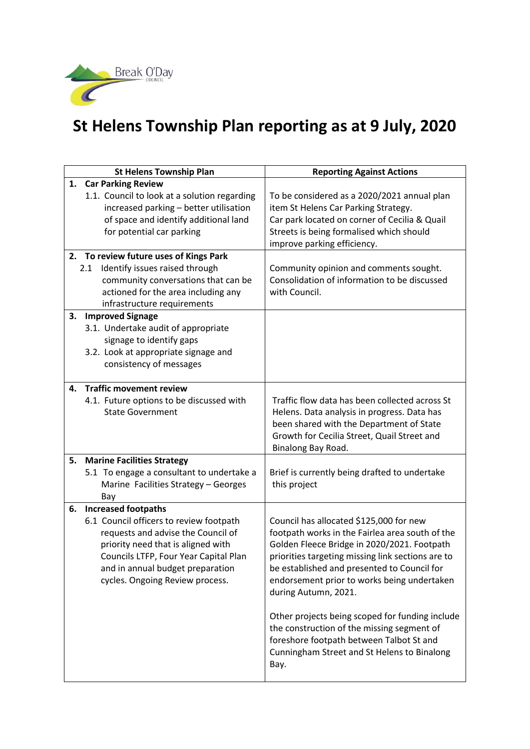# St Helens Township Plan reporting as at 9 July, 2020

| St Helens Township Plan | Reporting Against Actions |
|---|---|
| **1. Car Parking Review**<br>1.1. Council to look at a solution regarding increased parking – better utilisation of space and identify additional land for potential car parking | To be considered as a 2020/2021 annual plan item St Helens Car Parking Strategy.<br>Car park located on corner of Cecilia & Quail Streets is being formalised which should improve parking efficiency. |
| **2. To review future uses of Kings Park**<br>2.1 Identify issues raised through community conversations that can be actioned for the area including any infrastructure requirements | Community opinion and comments sought. Consolidation of information to be discussed with Council. |
| **3. Improved Signage**<br>3.1. Undertake audit of appropriate signage to identify gaps<br>3.2. Look at appropriate signage and consistency of messages | |
| **4. Traffic movement review**<br>4.1. Future options to be discussed with State Government | Traffic flow data has been collected across St Helens. Data analysis in progress. Data has been shared with the Department of State Growth for Cecilia Street, Quail Street and Binalong Bay Road. |
| **5. Marine Facilities Strategy**<br>5.1 To engage a consultant to undertake a Marine Facilities Strategy – Georges Bay | Brief is currently being drafted to undertake this project |
| **6. Increased footpaths**<br>6.1 Council officers to review footpath requests and advise the Council of priority need that is aligned with Councils LTFP, Four Year Capital Plan and in annual budget preparation cycles. Ongoing Review process. | Council has allocated $125,000 for new footpath works in the Fairlea area south of the Golden Fleece Bridge in 2020/2021. Footpath priorities targeting missing link sections are to be established and presented to Council for endorsement prior to works being undertaken during Autumn, 2021.<br><br>Other projects being scoped for funding include the construction of the missing segment of foreshore footpath between Talbot St and Cunningham Street and St Helens to Binalong Bay. |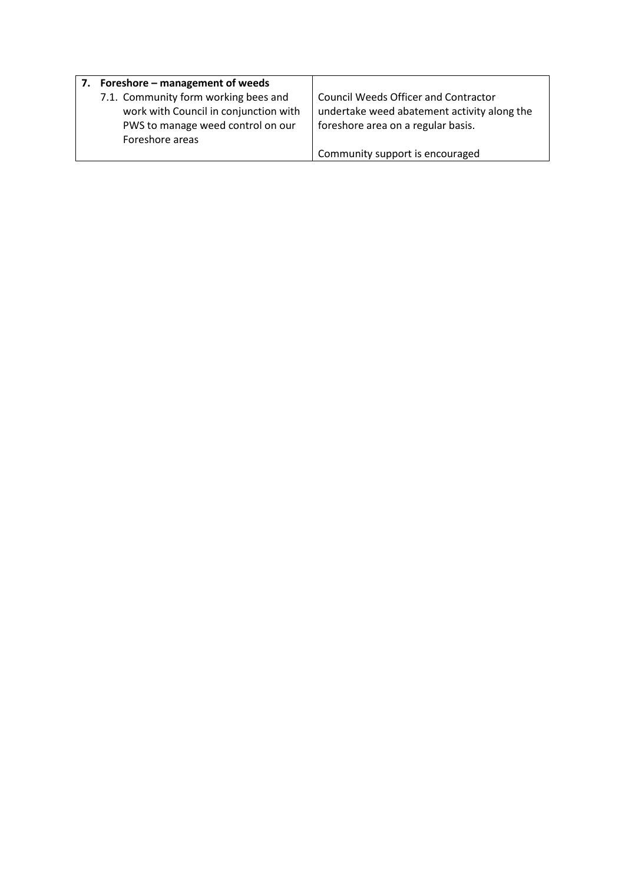| | |
|---|---|
| **7. Foreshore – management of weeds**<br>7.1. Community form working bees and work with Council in conjunction with PWS to manage weed control on our Foreshore areas | Council Weeds Officer and Contractor undertake weed abatement activity along the foreshore area on a regular basis.<br><br>Community support is encouraged |